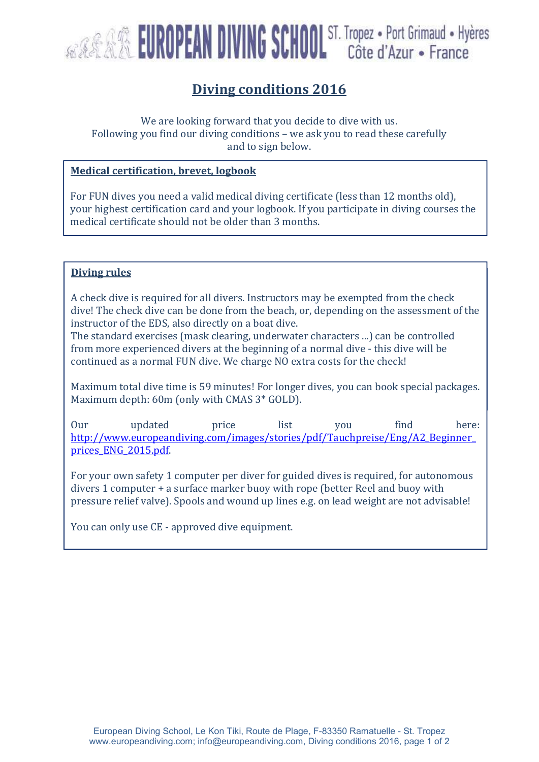# EUROPEAN DIVING SCHOOL ST. Tropez • Port Grimaud • Hyères Côte d'Azur • France

## Diving conditions 2016

We are looking forward that you decide to dive with us.
Following you find our diving conditions – we ask you to read these carefully and to sign below.

### Medical certification, brevet, logbook

For FUN dives you need a valid medical diving certificate (less than 12 months old), your highest certification card and your logbook. If you participate in diving courses the medical certificate should not be older than 3 months.

### Diving rules

A check dive is required for all divers. Instructors may be exempted from the check dive! The check dive can be done from the beach, or, depending on the assessment of the instructor of the EDS, also directly on a boat dive.
The standard exercises (mask clearing, underwater characters ...) can be controlled from more experienced divers at the beginning of a normal dive - this dive will be continued as a normal FUN dive. We charge NO extra costs for the check!

Maximum total dive time is 59 minutes! For longer dives, you can book special packages.
Maximum depth: 60m (only with CMAS 3* GOLD).

Our updated price list you find here: http://www.europeandiving.com/images/stories/pdf/Tauchpreise/Eng/A2_Beginner_prices_ENG_2015.pdf.

For your own safety 1 computer per diver for guided dives is required, for autonomous divers 1 computer + a surface marker buoy with rope (better Reel and buoy with pressure relief valve). Spools and wound up lines e.g. on lead weight are not advisable!

You can only use CE - approved dive equipment.

European Diving School, Le Kon Tiki, Route de Plage, F-83350 Ramatuelle - St. Tropez
www.europeandiving.com; info@europeandiving.com, Diving conditions 2016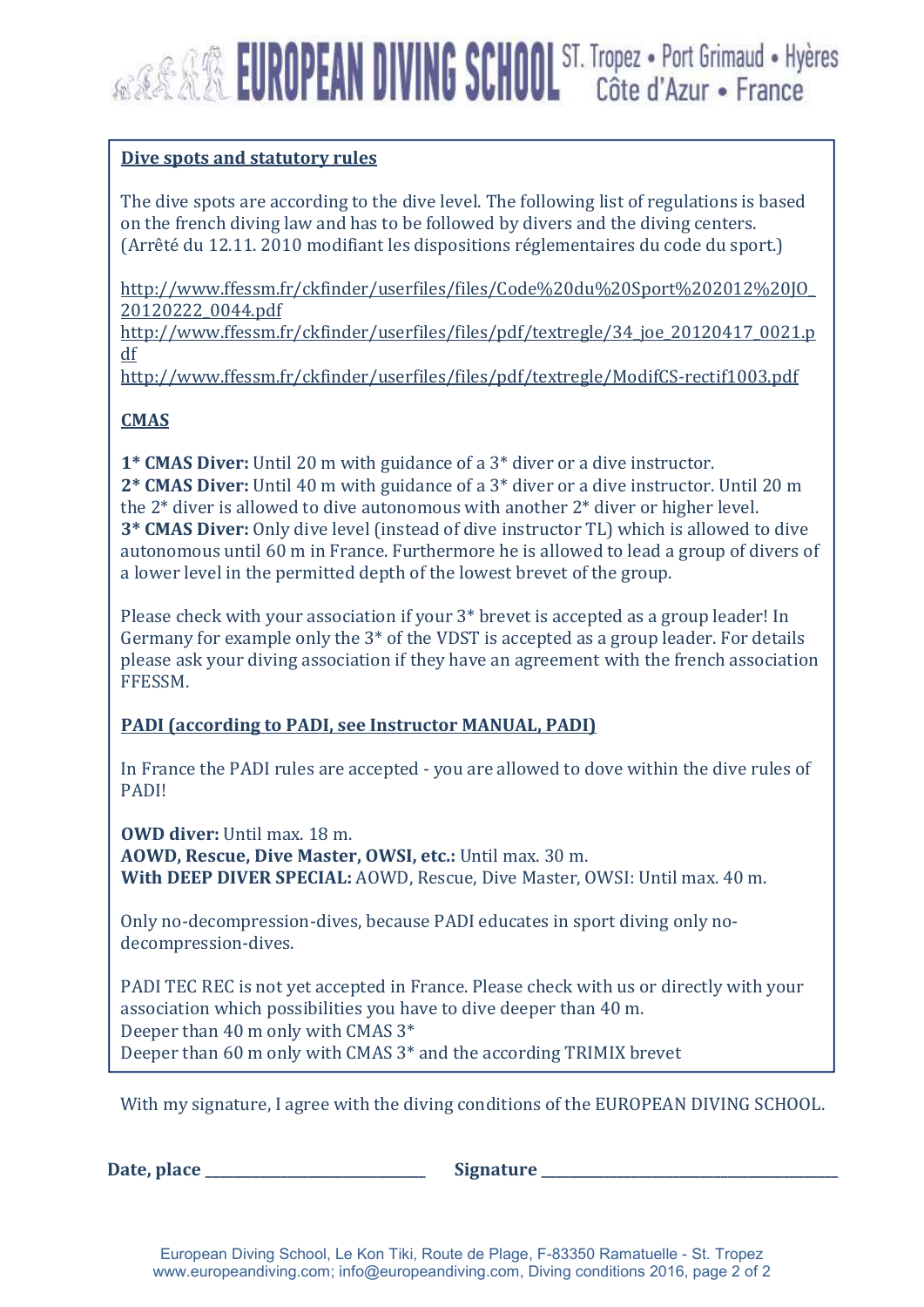# EUROPEAN DIVING SCHOOL ST. Tropez • Port Grimaud • Hyères Côte d'Azur • France

## Dive spots and statutory rules

The dive spots are according to the dive level. The following list of regulations is based on the french diving law and has to be followed by divers and the diving centers. (Arrêté du 12.11. 2010 modifiant les dispositions réglementaires du code du sport.)

http://www.ffessm.fr/ckfinder/userfiles/files/Code%20du%20Sport%202012%20JO_20120222_0044.pdf
http://www.ffessm.fr/ckfinder/userfiles/files/pdf/textregle/34_joe_20120417_0021.pdf
http://www.ffessm.fr/ckfinder/userfiles/files/pdf/textregle/ModifCS-rectif1003.pdf

## CMAS

**1* CMAS Diver:** Until 20 m with guidance of a 3* diver or a dive instructor.
**2* CMAS Diver:** Until 40 m with guidance of a 3* diver or a dive instructor. Until 20 m the 2* diver is allowed to dive autonomous with another 2* diver or higher level.
**3* CMAS Diver:** Only dive level (instead of dive instructor TL) which is allowed to dive autonomous until 60 m in France. Furthermore he is allowed to lead a group of divers of a lower level in the permitted depth of the lowest brevet of the group.

Please check with your association if your 3* brevet is accepted as a group leader! In Germany for example only the 3* of the VDST is accepted as a group leader. For details please ask your diving association if they have an agreement with the french association FFESSM.

## PADI (according to PADI, see Instructor MANUAL, PADI)

In France the PADI rules are accepted - you are allowed to dove within the dive rules of PADI!

**OWD diver:** Until max. 18 m.
**AOWD, Rescue, Dive Master, OWSI, etc.:** Until max. 30 m.
**With DEEP DIVER SPECIAL:** AOWD, Rescue, Dive Master, OWSI: Until max. 40 m.

Only no-decompression-dives, because PADI educates in sport diving only no-decompression-dives.

PADI TEC REC is not yet accepted in France. Please check with us or directly with your association which possibilities you have to dive deeper than 40 m.
Deeper than 40 m only with CMAS 3*
Deeper than 60 m only with CMAS 3* and the according TRIMIX brevet

With my signature, I agree with the diving conditions of the EUROPEAN DIVING SCHOOL.

**Date, place** ______________________ **Signature** ______________________

European Diving School, Le Kon Tiki, Route de Plage, F-83350 Ramatuelle - St. Tropez
www.europeandiving.com; info@europeandiving.com, Diving conditions 2016